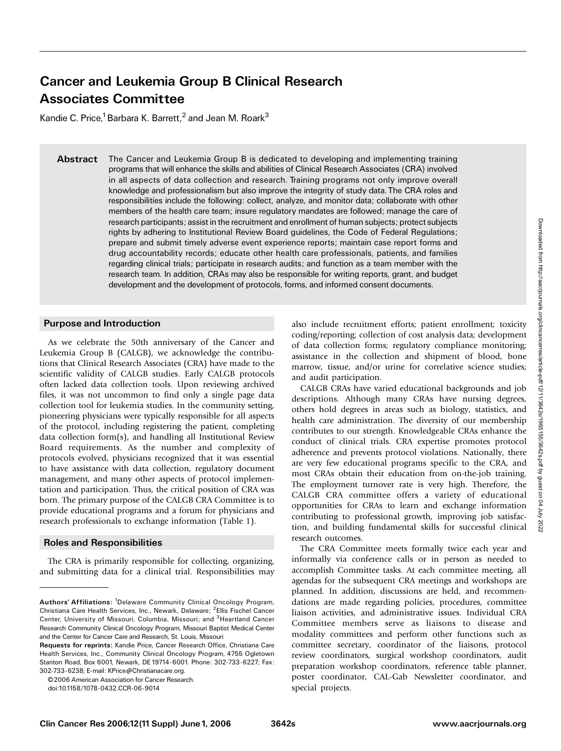# Cancer and Leukemia Group B Clinical Research Associates Committee

Kandie C. Price,[1] Barbara K. Barrett,[2] and Jean M. Roark[3]

**Abstract** The Cancer and Leukemia Group B is dedicated to developing and implementing training programs that will enhance the skills and abilities of Clinical Research Associates (CRA) involved in all aspects of data collection and research. Training programs not only improve overall knowledge and professionalism but also improve the integrity of study data. The CRA roles and responsibilities include the following: collect, analyze, and monitor data; collaborate with other members of the health care team; insure regulatory mandates are followed; manage the care of research participants; assist in the recruitment and enrollment of human subjects; protect subjects rights by adhering to Institutional Review Board guidelines, the Code of Federal Regulations; prepare and submit timely adverse event experience reports; maintain case report forms and drug accountability records; educate other health care professionals, patients, and families regarding clinical trials; participate in research audits; and function as a team member with the research team. In addition, CRAs may also be responsible for writing reports, grant, and budget development and the development of protocols, forms, and informed consent documents.

## Purpose and Introduction

As we celebrate the 50th anniversary of the Cancer and Leukemia Group B (CALGB), we acknowledge the contributions that Clinical Research Associates (CRA) have made to the scientific validity of CALGB studies. Early CALGB protocols often lacked data collection tools. Upon reviewing archived files, it was not uncommon to find only a single page data collection tool for leukemia studies. In the community setting, pioneering physicians were typically responsible for all aspects of the protocol, including registering the patient, completing data collection form(s), and handling all Institutional Review Board requirements. As the number and complexity of protocols evolved, physicians recognized that it was essential to have assistance with data collection, regulatory document management, and many other aspects of protocol implementation and participation. Thus, the critical position of CRA was born. The primary purpose of the CALGB CRA Committee is to provide educational programs and a forum for physicians and research professionals to exchange information (Table 1).

## Roles and Responsibilities

The CRA is primarily responsible for collecting, organizing, and submitting data for a clinical trial. Responsibilities may also include recruitment efforts; patient enrollment; toxicity coding/reporting; collection of cost analysis data; development of data collection forms; regulatory compliance monitoring; assistance in the collection and shipment of blood, bone marrow, tissue, and/or urine for correlative science studies; and audit participation.

CALGB CRAs have varied educational backgrounds and job descriptions. Although many CRAs have nursing degrees, others hold degrees in areas such as biology, statistics, and health care administration. The diversity of our membership contributes to our strength. Knowledgeable CRAs enhance the conduct of clinical trials. CRA expertise promotes protocol adherence and prevents protocol violations. Nationally, there are very few educational programs specific to the CRA, and most CRAs obtain their education from on-the-job training. The employment turnover rate is very high. Therefore, the CALGB CRA committee offers a variety of educational opportunities for CRAs to learn and exchange information contributing to professional growth, improving job satisfaction, and building fundamental skills for successful clinical research outcomes.

The CRA Committee meets formally twice each year and informally via conference calls or in person as needed to accomplish Committee tasks. At each committee meeting, all agendas for the subsequent CRA meetings and workshops are planned. In addition, discussions are held, and recommendations are made regarding policies, procedures, committee liaison activities, and administrative issues. Individual CRA Committee members serve as liaisons to disease and modality committees and perform other functions such as committee secretary, coordinator of the liaisons, protocol review coordinators, surgical workshop coordinators, audit preparation workshop coordinators, reference table planner, poster coordinator, CAL-Gab Newsletter coordinator, and special projects.

---

**Authors' Affiliations:** [1]Delaware Community Clinical Oncology Program, Christiana Care Health Services, Inc., Newark, Delaware; [2]Ellis Fischel Cancer Center, University of Missouri, Columbia, Missouri; and [3]Heartland Cancer Research Community Clinical Oncology Program, Missouri Baptist Medical Center and the Center for Cancer Care and Research, St. Louis, Missouri

**Requests for reprints:** Kandie Price, Cancer Research Office, Christiana Care Health Services, Inc., Community Clinical Oncology Program, 4755 Ogletown Stanton Road, Box 6001, Newark, DE 19714-6001. Phone: 302-733-6227; Fax: 302-733-6238; E-mail: KPrice@Christianacare.org.

©2006 American Association for Cancer Research.

doi:10.1158/1078-0432.CCR-06-9014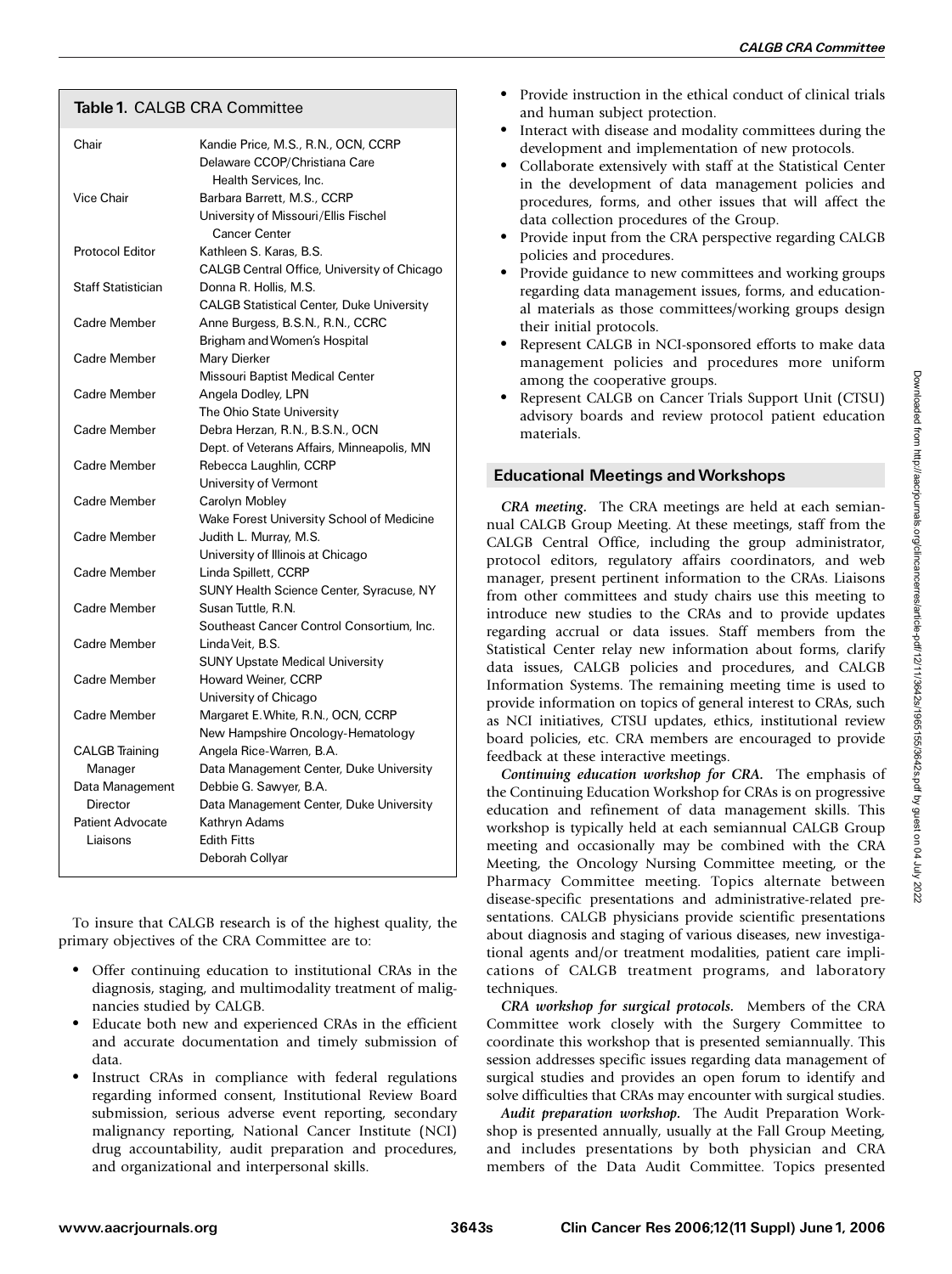**Table 1.** CALGB CRA Committee

| Role | Member |
|---|---|
| Chair | Kandie Price, M.S., R.N., OCN, CCRP<br>Delaware CCOP/Christiana Care Health Services, Inc. |
| Vice Chair | Barbara Barrett, M.S., CCRP<br>University of Missouri/Ellis Fischel Cancer Center |
| Protocol Editor | Kathleen S. Karas, B.S.<br>CALGB Central Office, University of Chicago |
| Staff Statistician | Donna R. Hollis, M.S.<br>CALGB Statistical Center, Duke University |
| Cadre Member | Anne Burgess, B.S.N., R.N., CCRC<br>Brigham and Women's Hospital |
| Cadre Member | Mary Dierker<br>Missouri Baptist Medical Center |
| Cadre Member | Angela Dodley, LPN<br>The Ohio State University |
| Cadre Member | Debra Herzan, R.N., B.S.N., OCN<br>Dept. of Veterans Affairs, Minneapolis, MN |
| Cadre Member | Rebecca Laughlin, CCRP<br>University of Vermont |
| Cadre Member | Carolyn Mobley<br>Wake Forest University School of Medicine |
| Cadre Member | Judith L. Murray, M.S.<br>University of Illinois at Chicago |
| Cadre Member | Linda Spillett, CCRP<br>SUNY Health Science Center, Syracuse, NY |
| Cadre Member | Susan Tuttle, R.N.<br>Southeast Cancer Control Consortium, Inc. |
| Cadre Member | Linda Veit, B.S.<br>SUNY Upstate Medical University |
| Cadre Member | Howard Weiner, CCRP<br>University of Chicago |
| Cadre Member | Margaret E. White, R.N., OCN, CCRP<br>New Hampshire Oncology-Hematology |
| CALGB Training Manager | Angela Rice-Warren, B.A.<br>Data Management Center, Duke University |
| Data Management Director | Debbie G. Sawyer, B.A.<br>Data Management Center, Duke University |
| Patient Advocate Liaisons | Kathryn Adams<br>Edith Fitts<br>Deborah Collyar |

To insure that CALGB research is of the highest quality, the primary objectives of the CRA Committee are to:

- Offer continuing education to institutional CRAs in the diagnosis, staging, and multimodality treatment of malignancies studied by CALGB.
- Educate both new and experienced CRAs in the efficient and accurate documentation and timely submission of data.
- Instruct CRAs in compliance with federal regulations regarding informed consent, Institutional Review Board submission, serious adverse event reporting, secondary malignancy reporting, National Cancer Institute (NCI) drug accountability, audit preparation and procedures, and organizational and interpersonal skills.
- Provide instruction in the ethical conduct of clinical trials and human subject protection.
- Interact with disease and modality committees during the development and implementation of new protocols.
- Collaborate extensively with staff at the Statistical Center in the development of data management policies and procedures, forms, and other issues that will affect the data collection procedures of the Group.
- Provide input from the CRA perspective regarding CALGB policies and procedures.
- Provide guidance to new committees and working groups regarding data management issues, forms, and educational materials as those committees/working groups design their initial protocols.
- Represent CALGB in NCI-sponsored efforts to make data management policies and procedures more uniform among the cooperative groups.
- Represent CALGB on Cancer Trials Support Unit (CTSU) advisory boards and review protocol patient education materials.

## Educational Meetings and Workshops

***CRA meeting.*** The CRA meetings are held at each semiannual CALGB Group Meeting. At these meetings, staff from the CALGB Central Office, including the group administrator, protocol editors, regulatory affairs coordinators, and web manager, present pertinent information to the CRAs. Liaisons from other committees and study chairs use this meeting to introduce new studies to the CRAs and to provide updates regarding accrual or data issues. Staff members from the Statistical Center relay new information about forms, clarify data issues, CALGB policies and procedures, and CALGB Information Systems. The remaining meeting time is used to provide information on topics of general interest to CRAs, such as NCI initiatives, CTSU updates, ethics, institutional review board policies, etc. CRA members are encouraged to provide feedback at these interactive meetings.

***Continuing education workshop for CRA.*** The emphasis of the Continuing Education Workshop for CRAs is on progressive education and refinement of data management skills. This workshop is typically held at each semiannual CALGB Group meeting and occasionally may be combined with the CRA Meeting, the Oncology Nursing Committee meeting, or the Pharmacy Committee meeting. Topics alternate between disease-specific presentations and administrative-related presentations. CALGB physicians provide scientific presentations about diagnosis and staging of various diseases, new investigational agents and/or treatment modalities, patient care implications of CALGB treatment programs, and laboratory techniques.

***CRA workshop for surgical protocols.*** Members of the CRA Committee work closely with the Surgery Committee to coordinate this workshop that is presented semiannually. This session addresses specific issues regarding data management of surgical studies and provides an open forum to identify and solve difficulties that CRAs may encounter with surgical studies.

***Audit preparation workshop.*** The Audit Preparation Workshop is presented annually, usually at the Fall Group Meeting, and includes presentations by both physician and CRA members of the Data Audit Committee. Topics presented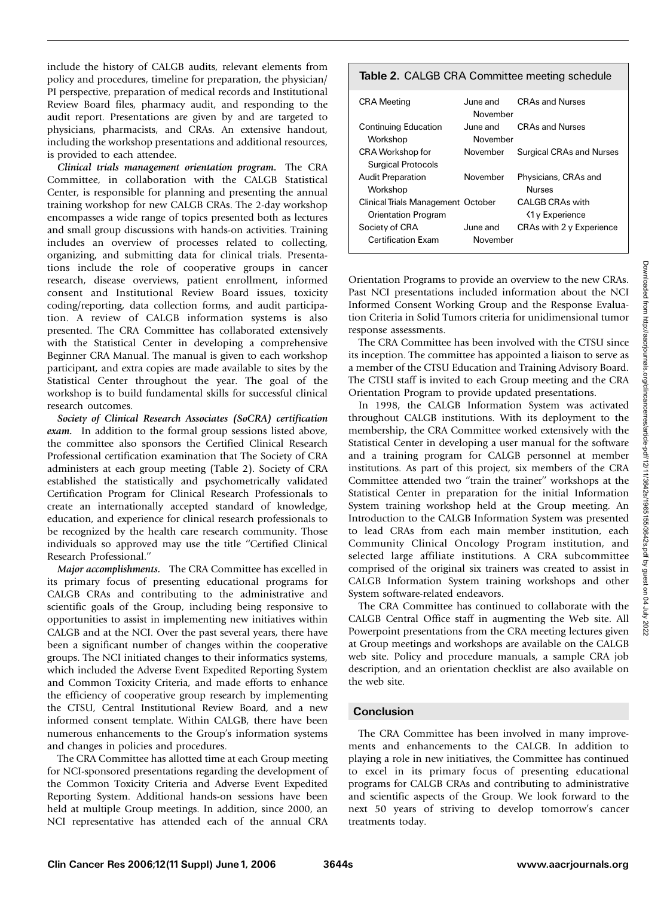include the history of CALGB audits, relevant elements from policy and procedures, timeline for preparation, the physician/PI perspective, preparation of medical records and Institutional Review Board files, pharmacy audit, and responding to the audit report. Presentations are given by and are targeted to physicians, pharmacists, and CRAs. An extensive handout, including the workshop presentations and additional resources, is provided to each attendee.

***Clinical trials management orientation program.*** The CRA Committee, in collaboration with the CALGB Statistical Center, is responsible for planning and presenting the annual training workshop for new CALGB CRAs. The 2-day workshop encompasses a wide range of topics presented both as lectures and small group discussions with hands-on activities. Training includes an overview of processes related to collecting, organizing, and submitting data for clinical trials. Presentations include the role of cooperative groups in cancer research, disease overviews, patient enrollment, informed consent and Institutional Review Board issues, toxicity coding/reporting, data collection forms, and audit participation. A review of CALGB information systems is also presented. The CRA Committee has collaborated extensively with the Statistical Center in developing a comprehensive Beginner CRA Manual. The manual is given to each workshop participant, and extra copies are made available to sites by the Statistical Center throughout the year. The goal of the workshop is to build fundamental skills for successful clinical research outcomes.

***Society of Clinical Research Associates (SoCRA) certification exam.*** In addition to the formal group sessions listed above, the committee also sponsors the Certified Clinical Research Professional certification examination that The Society of CRA administers at each group meeting (Table 2). Society of CRA established the statistically and psychometrically validated Certification Program for Clinical Research Professionals to create an internationally accepted standard of knowledge, education, and experience for clinical research professionals to be recognized by the health care research community. Those individuals so approved may use the title "Certified Clinical Research Professional."

***Major accomplishments.*** The CRA Committee has excelled in its primary focus of presenting educational programs for CALGB CRAs and contributing to the administrative and scientific goals of the Group, including being responsive to opportunities to assist in implementing new initiatives within CALGB and at the NCI. Over the past several years, there have been a significant number of changes within the cooperative groups. The NCI initiated changes to their informatics systems, which included the Adverse Event Expedited Reporting System and Common Toxicity Criteria, and made efforts to enhance the efficiency of cooperative group research by implementing the CTSU, Central Institutional Review Board, and a new informed consent template. Within CALGB, there have been numerous enhancements to the Group's information systems and changes in policies and procedures.

The CRA Committee has allotted time at each Group meeting for NCI-sponsored presentations regarding the development of the Common Toxicity Criteria and Adverse Event Expedited Reporting System. Additional hands-on sessions have been held at multiple Group meetings. In addition, since 2000, an NCI representative has attended each of the annual CRA Orientation Programs to provide an overview to the new CRAs. Past NCI presentations included information about the NCI Informed Consent Working Group and the Response Evaluation Criteria in Solid Tumors criteria for unidimensional tumor response assessments.

**Table 2.** CALGB CRA Committee meeting schedule

| | | |
|---|---|---|
| CRA Meeting | June and November | CRAs and Nurses |
| Continuing Education Workshop | June and November | CRAs and Nurses |
| CRA Workshop for Surgical Protocols | November | Surgical CRAs and Nurses |
| Audit Preparation Workshop | November | Physicians, CRAs and Nurses |
| Clinical Trials Management Orientation Program | October | CALGB CRAs with <1 y Experience |
| Society of CRA Certification Exam | June and November | CRAs with 2 y Experience |

The CRA Committee has been involved with the CTSU since its inception. The committee has appointed a liaison to serve as a member of the CTSU Education and Training Advisory Board. The CTSU staff is invited to each Group meeting and the CRA Orientation Program to provide updated presentations.

In 1998, the CALGB Information System was activated throughout CALGB institutions. With its deployment to the membership, the CRA Committee worked extensively with the Statistical Center in developing a user manual for the software and a training program for CALGB personnel at member institutions. As part of this project, six members of the CRA Committee attended two "train the trainer" workshops at the Statistical Center in preparation for the initial Information System training workshop held at the Group meeting. An Introduction to the CALGB Information System was presented to lead CRAs from each main member institution, each Community Clinical Oncology Program institution, and selected large affiliate institutions. A CRA subcommittee comprised of the original six trainers was created to assist in CALGB Information System training workshops and other System software-related endeavors.

The CRA Committee has continued to collaborate with the CALGB Central Office staff in augmenting the Web site. All Powerpoint presentations from the CRA meeting lectures given at Group meetings and workshops are available on the CALGB web site. Policy and procedure manuals, a sample CRA job description, and an orientation checklist are also available on the web site.

## Conclusion

The CRA Committee has been involved in many improvements and enhancements to the CALGB. In addition to playing a role in new initiatives, the Committee has continued to excel in its primary focus of presenting educational programs for CALGB CRAs and contributing to administrative and scientific aspects of the Group. We look forward to the next 50 years of striving to develop tomorrow's cancer treatments today.